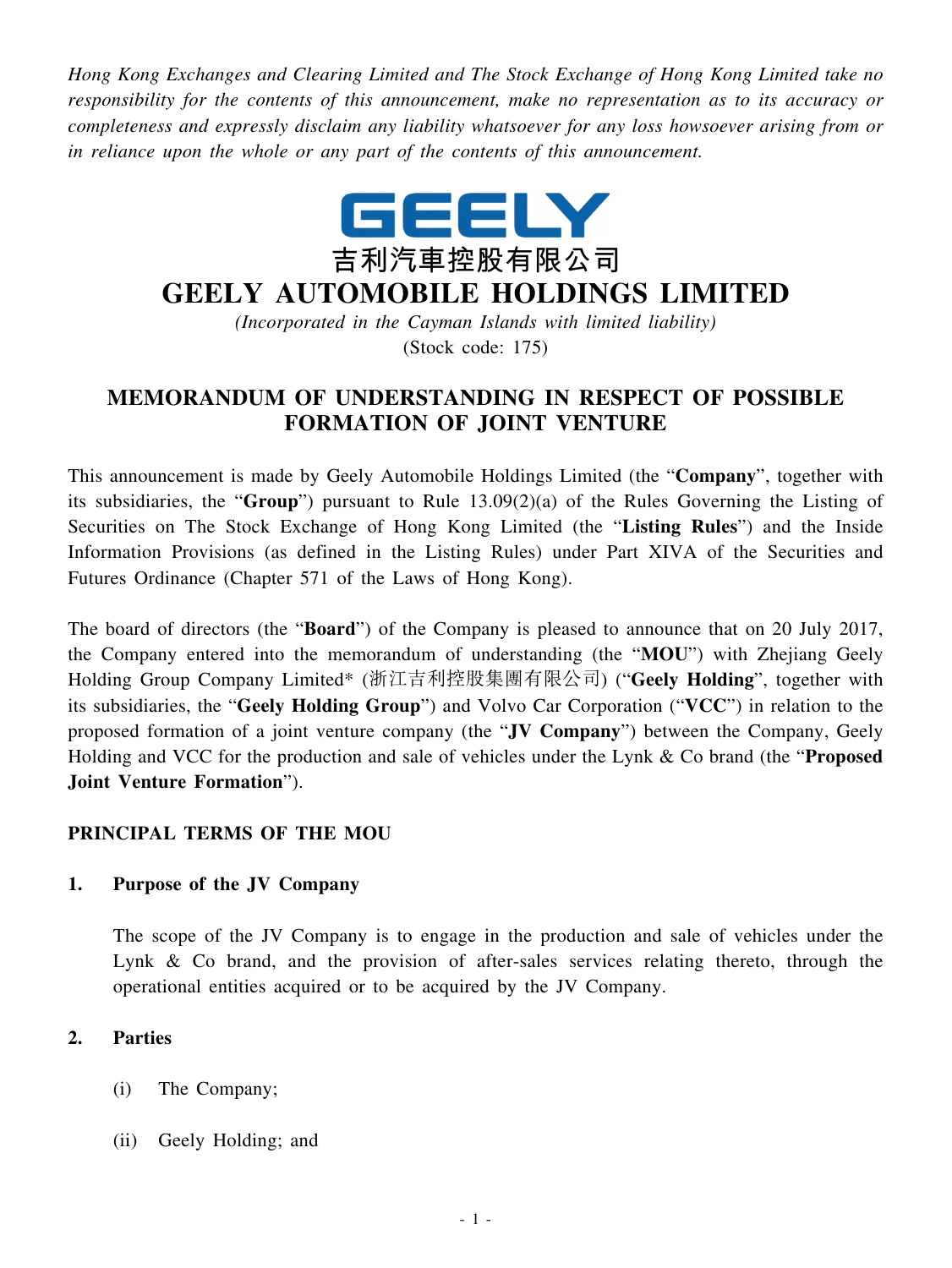*Hong Kong Exchanges and Clearing Limited and The Stock Exchange of Hong Kong Limited take no responsibility for the contents of this announcement, make no representation as to its accuracy or completeness and expressly disclaim any liability whatsoever for any loss howsoever arising from or in reliance upon the whole or any part of the contents of this announcement.*

GEELY

吉利汽車控股有限公司

# GEELY AUTOMOBILE HOLDINGS LIMITED

*(Incorporated in the Cayman Islands with limited liability)*

(Stock code: 175)

## MEMORANDUM OF UNDERSTANDING IN RESPECT OF POSSIBLE FORMATION OF JOINT VENTURE

This announcement is made by Geely Automobile Holdings Limited (the "**Company**", together with its subsidiaries, the "**Group**") pursuant to Rule 13.09(2)(a) of the Rules Governing the Listing of Securities on The Stock Exchange of Hong Kong Limited (the "**Listing Rules**") and the Inside Information Provisions (as defined in the Listing Rules) under Part XIVA of the Securities and Futures Ordinance (Chapter 571 of the Laws of Hong Kong).

The board of directors (the "**Board**") of the Company is pleased to announce that on 20 July 2017, the Company entered into the memorandum of understanding (the "**MOU**") with Zhejiang Geely Holding Group Company Limited* (浙江吉利控股集團有限公司) ("**Geely Holding**", together with its subsidiaries, the "**Geely Holding Group**") and Volvo Car Corporation ("**VCC**") in relation to the proposed formation of a joint venture company (the "**JV Company**") between the Company, Geely Holding and VCC for the production and sale of vehicles under the Lynk & Co brand (the "**Proposed Joint Venture Formation**").

### PRINCIPAL TERMS OF THE MOU

**1. Purpose of the JV Company**

The scope of the JV Company is to engage in the production and sale of vehicles under the Lynk & Co brand, and the provision of after-sales services relating thereto, through the operational entities acquired or to be acquired by the JV Company.

**2. Parties**

(i) The Company;

(ii) Geely Holding; and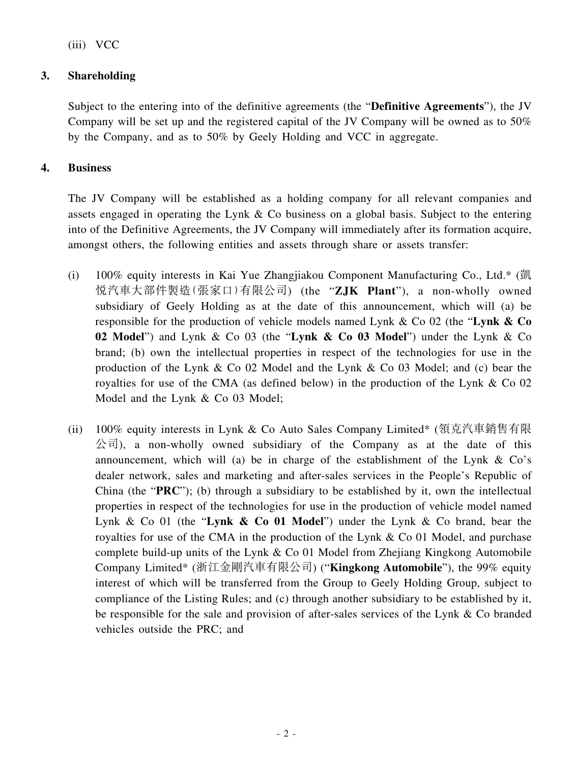(iii) VCC

**3. Shareholding**

Subject to the entering into of the definitive agreements (the "**Definitive Agreements**"), the JV Company will be set up and the registered capital of the JV Company will be owned as to 50% by the Company, and as to 50% by Geely Holding and VCC in aggregate.

**4. Business**

The JV Company will be established as a holding company for all relevant companies and assets engaged in operating the Lynk & Co business on a global basis. Subject to the entering into of the Definitive Agreements, the JV Company will immediately after its formation acquire, amongst others, the following entities and assets through share or assets transfer:

(i) 100% equity interests in Kai Yue Zhangjiakou Component Manufacturing Co., Ltd.* (凱悅汽車大部件製造(張家口)有限公司) (the "**ZJK Plant**"), a non-wholly owned subsidiary of Geely Holding as at the date of this announcement, which will (a) be responsible for the production of vehicle models named Lynk & Co 02 (the "**Lynk & Co 02 Model**") and Lynk & Co 03 (the "**Lynk & Co 03 Model**") under the Lynk & Co brand; (b) own the intellectual properties in respect of the technologies for use in the production of the Lynk & Co 02 Model and the Lynk & Co 03 Model; and (c) bear the royalties for use of the CMA (as defined below) in the production of the Lynk & Co 02 Model and the Lynk & Co 03 Model;

(ii) 100% equity interests in Lynk & Co Auto Sales Company Limited* (領克汽車銷售有限公司), a non-wholly owned subsidiary of the Company as at the date of this announcement, which will (a) be in charge of the establishment of the Lynk & Co's dealer network, sales and marketing and after-sales services in the People's Republic of China (the "**PRC**"); (b) through a subsidiary to be established by it, own the intellectual properties in respect of the technologies for use in the production of vehicle model named Lynk & Co 01 (the "**Lynk & Co 01 Model**") under the Lynk & Co brand, bear the royalties for use of the CMA in the production of the Lynk & Co 01 Model, and purchase complete build-up units of the Lynk & Co 01 Model from Zhejiang Kingkong Automobile Company Limited* (浙江金剛汽車有限公司) ("**Kingkong Automobile**"), the 99% equity interest of which will be transferred from the Group to Geely Holding Group, subject to compliance of the Listing Rules; and (c) through another subsidiary to be established by it, be responsible for the sale and provision of after-sales services of the Lynk & Co branded vehicles outside the PRC; and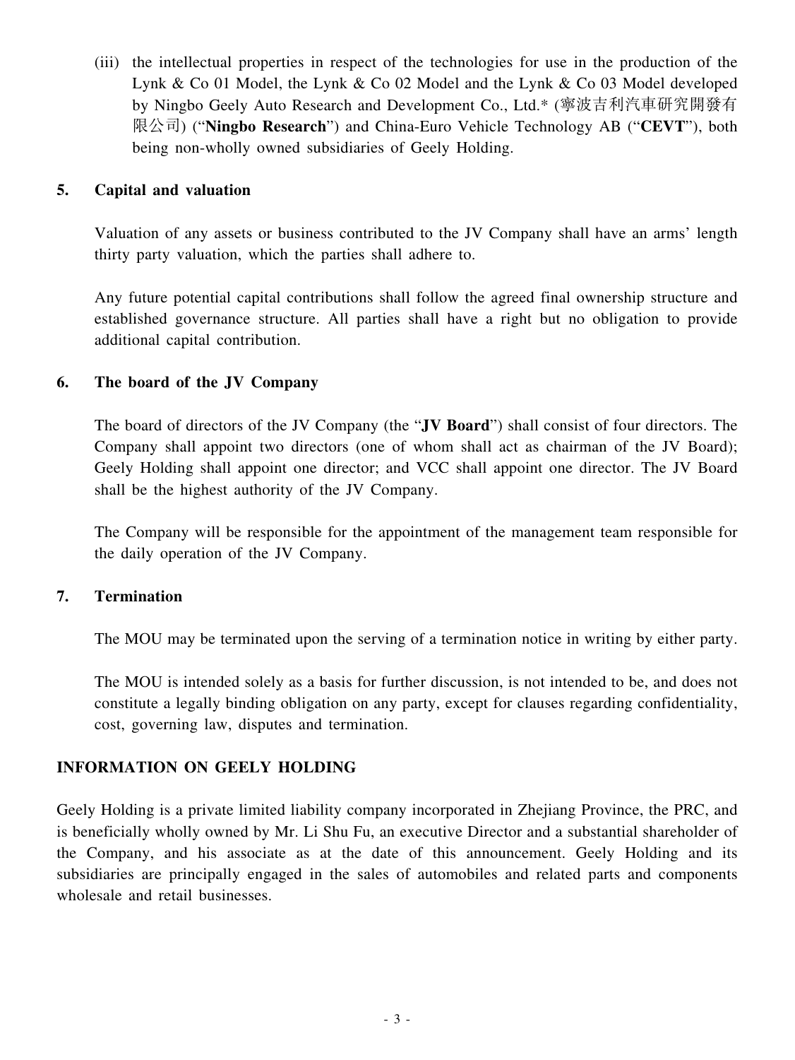(iii) the intellectual properties in respect of the technologies for use in the production of the Lynk & Co 01 Model, the Lynk & Co 02 Model and the Lynk & Co 03 Model developed by Ningbo Geely Auto Research and Development Co., Ltd.* (寧波吉利汽車研究開發有限公司) ("**Ningbo Research**") and China-Euro Vehicle Technology AB ("**CEVT**"), both being non-wholly owned subsidiaries of Geely Holding.

**5. Capital and valuation**

Valuation of any assets or business contributed to the JV Company shall have an arms' length thirty party valuation, which the parties shall adhere to.

Any future potential capital contributions shall follow the agreed final ownership structure and established governance structure. All parties shall have a right but no obligation to provide additional capital contribution.

**6. The board of the JV Company**

The board of directors of the JV Company (the "**JV Board**") shall consist of four directors. The Company shall appoint two directors (one of whom shall act as chairman of the JV Board); Geely Holding shall appoint one director; and VCC shall appoint one director. The JV Board shall be the highest authority of the JV Company.

The Company will be responsible for the appointment of the management team responsible for the daily operation of the JV Company.

**7. Termination**

The MOU may be terminated upon the serving of a termination notice in writing by either party.

The MOU is intended solely as a basis for further discussion, is not intended to be, and does not constitute a legally binding obligation on any party, except for clauses regarding confidentiality, cost, governing law, disputes and termination.

## INFORMATION ON GEELY HOLDING

Geely Holding is a private limited liability company incorporated in Zhejiang Province, the PRC, and is beneficially wholly owned by Mr. Li Shu Fu, an executive Director and a substantial shareholder of the Company, and his associate as at the date of this announcement. Geely Holding and its subsidiaries are principally engaged in the sales of automobiles and related parts and components wholesale and retail businesses.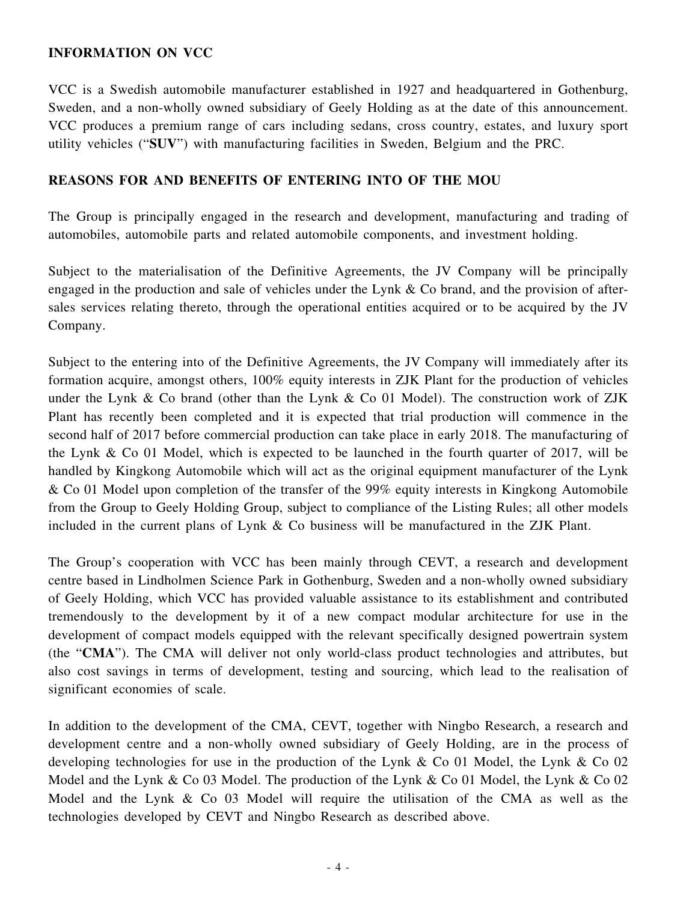## INFORMATION ON VCC

VCC is a Swedish automobile manufacturer established in 1927 and headquartered in Gothenburg, Sweden, and a non-wholly owned subsidiary of Geely Holding as at the date of this announcement. VCC produces a premium range of cars including sedans, cross country, estates, and luxury sport utility vehicles ("**SUV**") with manufacturing facilities in Sweden, Belgium and the PRC.

## REASONS FOR AND BENEFITS OF ENTERING INTO OF THE MOU

The Group is principally engaged in the research and development, manufacturing and trading of automobiles, automobile parts and related automobile components, and investment holding.

Subject to the materialisation of the Definitive Agreements, the JV Company will be principally engaged in the production and sale of vehicles under the Lynk & Co brand, and the provision of after-sales services relating thereto, through the operational entities acquired or to be acquired by the JV Company.

Subject to the entering into of the Definitive Agreements, the JV Company will immediately after its formation acquire, amongst others, 100% equity interests in ZJK Plant for the production of vehicles under the Lynk & Co brand (other than the Lynk & Co 01 Model). The construction work of ZJK Plant has recently been completed and it is expected that trial production will commence in the second half of 2017 before commercial production can take place in early 2018. The manufacturing of the Lynk & Co 01 Model, which is expected to be launched in the fourth quarter of 2017, will be handled by Kingkong Automobile which will act as the original equipment manufacturer of the Lynk & Co 01 Model upon completion of the transfer of the 99% equity interests in Kingkong Automobile from the Group to Geely Holding Group, subject to compliance of the Listing Rules; all other models included in the current plans of Lynk & Co business will be manufactured in the ZJK Plant.

The Group's cooperation with VCC has been mainly through CEVT, a research and development centre based in Lindholmen Science Park in Gothenburg, Sweden and a non-wholly owned subsidiary of Geely Holding, which VCC has provided valuable assistance to its establishment and contributed tremendously to the development by it of a new compact modular architecture for use in the development of compact models equipped with the relevant specifically designed powertrain system (the "**CMA**"). The CMA will deliver not only world-class product technologies and attributes, but also cost savings in terms of development, testing and sourcing, which lead to the realisation of significant economies of scale.

In addition to the development of the CMA, CEVT, together with Ningbo Research, a research and development centre and a non-wholly owned subsidiary of Geely Holding, are in the process of developing technologies for use in the production of the Lynk & Co 01 Model, the Lynk & Co 02 Model and the Lynk & Co 03 Model. The production of the Lynk & Co 01 Model, the Lynk & Co 02 Model and the Lynk & Co 03 Model will require the utilisation of the CMA as well as the technologies developed by CEVT and Ningbo Research as described above.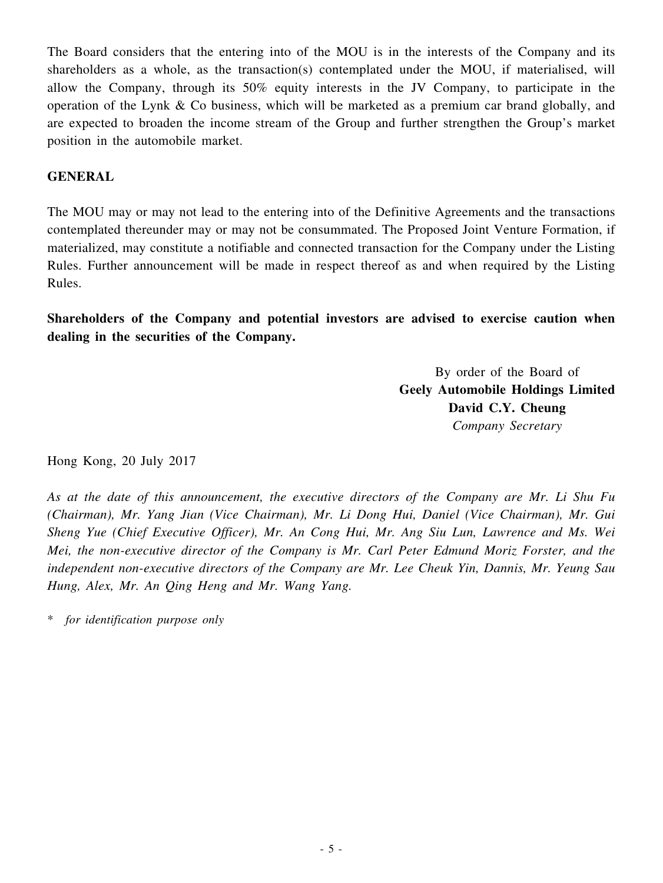The Board considers that the entering into of the MOU is in the interests of the Company and its shareholders as a whole, as the transaction(s) contemplated under the MOU, if materialised, will allow the Company, through its 50% equity interests in the JV Company, to participate in the operation of the Lynk & Co business, which will be marketed as a premium car brand globally, and are expected to broaden the income stream of the Group and further strengthen the Group's market position in the automobile market.

**GENERAL**

The MOU may or may not lead to the entering into of the Definitive Agreements and the transactions contemplated thereunder may or may not be consummated. The Proposed Joint Venture Formation, if materialized, may constitute a notifiable and connected transaction for the Company under the Listing Rules. Further announcement will be made in respect thereof as and when required by the Listing Rules.

**Shareholders of the Company and potential investors are advised to exercise caution when dealing in the securities of the Company.**

By order of the Board of
**Geely Automobile Holdings Limited**
**David C.Y. Cheung**
*Company Secretary*

Hong Kong, 20 July 2017

*As at the date of this announcement, the executive directors of the Company are Mr. Li Shu Fu (Chairman), Mr. Yang Jian (Vice Chairman), Mr. Li Dong Hui, Daniel (Vice Chairman), Mr. Gui Sheng Yue (Chief Executive Officer), Mr. An Cong Hui, Mr. Ang Siu Lun, Lawrence and Ms. Wei Mei, the non-executive director of the Company is Mr. Carl Peter Edmund Moriz Forster, and the independent non-executive directors of the Company are Mr. Lee Cheuk Yin, Dannis, Mr. Yeung Sau Hung, Alex, Mr. An Qing Heng and Mr. Wang Yang.*

\* *for identification purpose only*